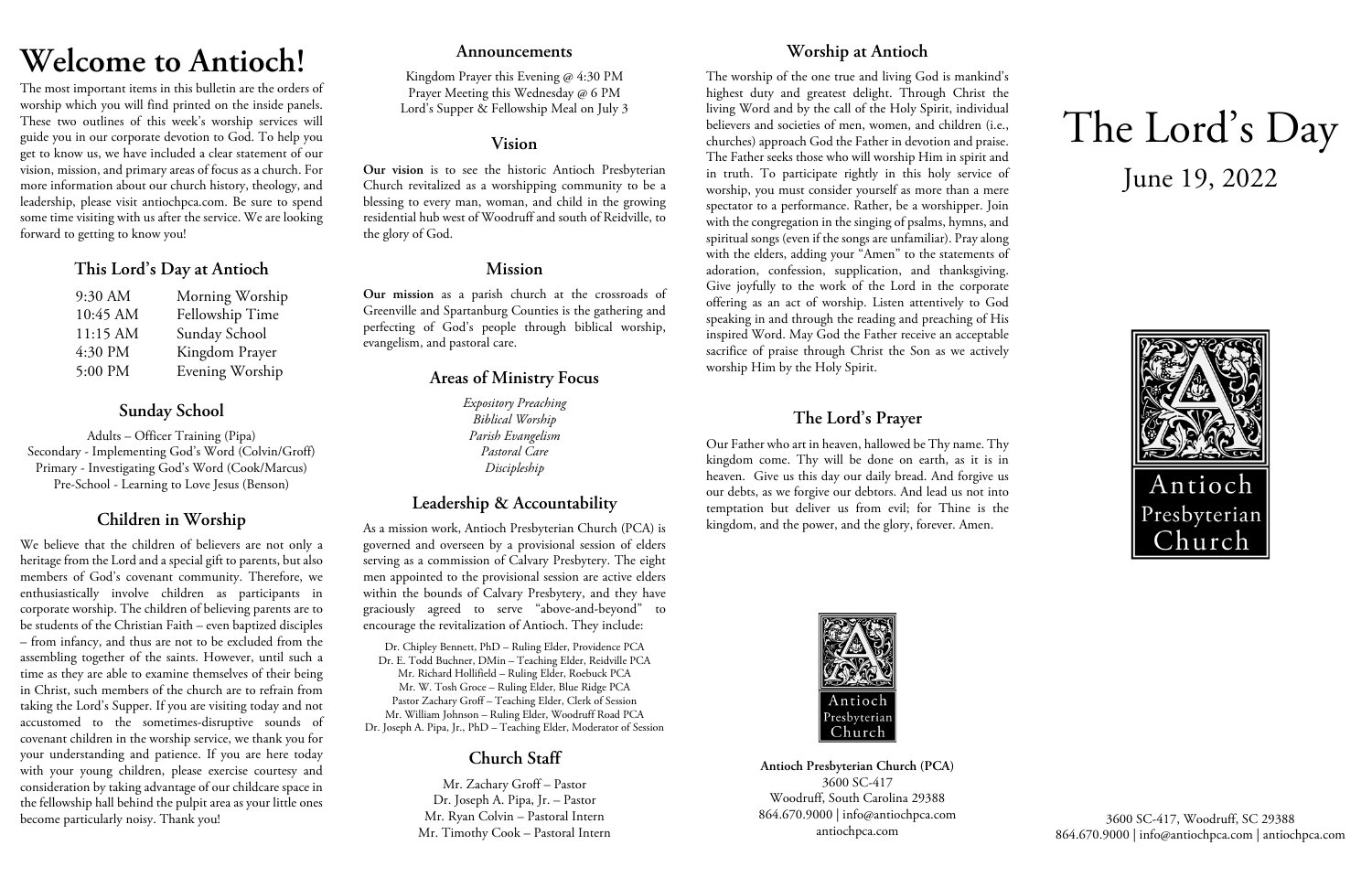# Welcome to Antioch!

The most important items in this bulletin are the orders of worship which you will find printed on the inside panels. These two outlines of this week's worship services will guide you in our corporate devotion to God. To help you get to know us, we have included a clear statement of our vision, mission, and primary areas of focus as a church. For more information about our church history, theology, and leadership, please visit antiochpca.com. Be sure to spend some time visiting with us after the service. We are looking forward to getting to know you!

## This Lord's Day at Antioch

| | |
|---|---|
| 9:30 AM | Morning Worship |
| 10:45 AM | Fellowship Time |
| 11:15 AM | Sunday School |
| 4:30 PM | Kingdom Prayer |
| 5:00 PM | Evening Worship |

## Sunday School

Adults – Officer Training (Pipa)
Secondary - Implementing God's Word (Colvin/Groff)
Primary - Investigating God's Word (Cook/Marcus)
Pre-School - Learning to Love Jesus (Benson)

## Children in Worship

We believe that the children of believers are not only a heritage from the Lord and a special gift to parents, but also members of God's covenant community. Therefore, we enthusiastically involve children as participants in corporate worship. The children of believing parents are to be students of the Christian Faith – even baptized disciples – from infancy, and thus are not to be excluded from the assembling together of the saints. However, until such a time as they are able to examine themselves of their being in Christ, such members of the church are to refrain from taking the Lord's Supper. If you are visiting today and not accustomed to the sometimes-disruptive sounds of covenant children in the worship service, we thank you for your understanding and patience. If you are here today with your young children, please exercise courtesy and consideration by taking advantage of our childcare space in the fellowship hall behind the pulpit area as your little ones become particularly noisy. Thank you!

## Announcements

Kingdom Prayer this Evening @ 4:30 PM
Prayer Meeting this Wednesday @ 6 PM
Lord's Supper & Fellowship Meal on July 3

## Vision

**Our vision** is to see the historic Antioch Presbyterian Church revitalized as a worshipping community to be a blessing to every man, woman, and child in the growing residential hub west of Woodruff and south of Reidville, to the glory of God.

## Mission

**Our mission** as a parish church at the crossroads of Greenville and Spartanburg Counties is the gathering and perfecting of God's people through biblical worship, evangelism, and pastoral care.

## Areas of Ministry Focus

*Expository Preaching*
*Biblical Worship*
*Parish Evangelism*
*Pastoral Care*
*Discipleship*

## Leadership & Accountability

As a mission work, Antioch Presbyterian Church (PCA) is governed and overseen by a provisional session of elders serving as a commission of Calvary Presbytery. The eight men appointed to the provisional session are active elders within the bounds of Calvary Presbytery, and they have graciously agreed to serve "above-and-beyond" to encourage the revitalization of Antioch. They include:

Dr. Chipley Bennett, PhD – Ruling Elder, Providence PCA
Dr. E. Todd Buchner, DMin – Teaching Elder, Reidville PCA
Mr. Richard Hollifield – Ruling Elder, Roebuck PCA
Mr. W. Tosh Groce – Ruling Elder, Blue Ridge PCA
Pastor Zachary Groff – Teaching Elder, Clerk of Session
Mr. William Johnson – Ruling Elder, Woodruff Road PCA
Dr. Joseph A. Pipa, Jr., PhD – Teaching Elder, Moderator of Session

## Church Staff

Mr. Zachary Groff – Pastor
Dr. Joseph A. Pipa, Jr. – Pastor
Mr. Ryan Colvin – Pastoral Intern
Mr. Timothy Cook – Pastoral Intern

## Worship at Antioch

The worship of the one true and living God is mankind's highest duty and greatest delight. Through Christ the living Word and by the call of the Holy Spirit, individual believers and societies of men, women, and children (i.e., churches) approach God the Father in devotion and praise. The Father seeks those who will worship Him in spirit and in truth. To participate rightly in this holy service of worship, you must consider yourself as more than a mere spectator to a performance. Rather, be a worshipper. Join with the congregation in the singing of psalms, hymns, and spiritual songs (even if the songs are unfamiliar). Pray along with the elders, adding your "Amen" to the statements of adoration, confession, supplication, and thanksgiving. Give joyfully to the work of the Lord in the corporate offering as an act of worship. Listen attentively to God speaking in and through the reading and preaching of His inspired Word. May God the Father receive an acceptable sacrifice of praise through Christ the Son as we actively worship Him by the Holy Spirit.

## The Lord's Prayer

Our Father who art in heaven, hallowed be Thy name. Thy kingdom come. Thy will be done on earth, as it is in heaven. Give us this day our daily bread. And forgive us our debts, as we forgive our debtors. And lead us not into temptation but deliver us from evil; for Thine is the kingdom, and the power, and the glory, forever. Amen.

Antioch Presbyterian Church

**Antioch Presbyterian Church (PCA)**
3600 SC-417
Woodruff, South Carolina 29388
864.670.9000 | info@antiochpca.com
antiochpca.com

# The Lord's Day

June 19, 2022

Antioch Presbyterian Church

3600 SC-417, Woodruff, SC 29388
864.670.9000 | info@antiochpca.com | antiochpca.com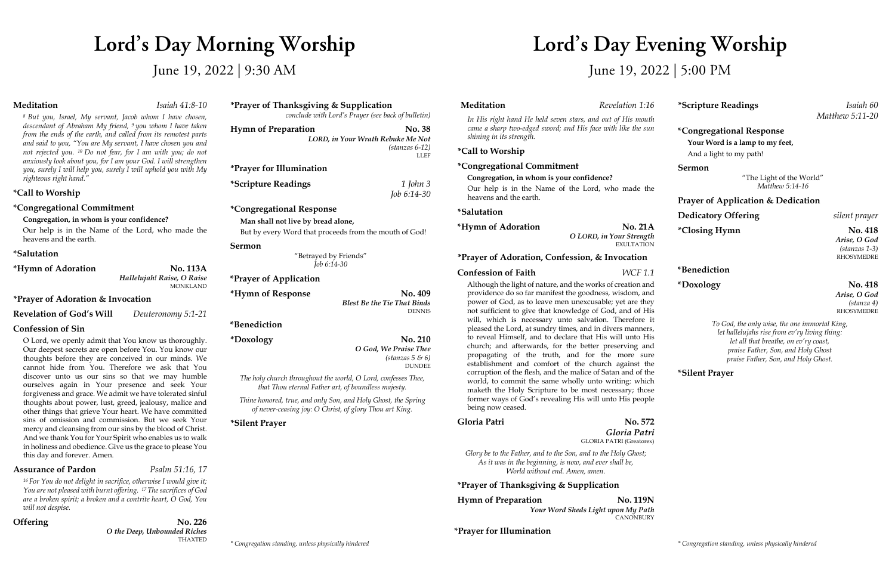# Lord's Day Morning Worship

June 19, 2022 | 9:30 AM

**Meditation** *Isaiah 41:8-10*

*[8] But you, Israel, My servant, Jacob whom I have chosen, descendant of Abraham My friend, [9] you whom I have taken from the ends of the earth, and called from its remotest parts and said to you, "You are My servant, I have chosen you and not rejected you. [10] Do not fear, for I am with you; do not anxiously look about you, for I am your God. I will strengthen you, surely I will help you, surely I will uphold you with My righteous right hand."*

**\*Call to Worship**

**\*Congregational Commitment**

**Congregation, in whom is your confidence?**

Our help is in the Name of the Lord, who made the heavens and the earth.

**\*Salutation**

**\*Hymn of Adoration** **No. 113A**
***Hallelujah! Raise, O Raise***
MONKLAND

**\*Prayer of Adoration & Invocation**

**Revelation of God's Will** *Deuteronomy 5:1-21*

**Confession of Sin**

O Lord, we openly admit that You know us thoroughly. Our deepest secrets are open before You. You know our thoughts before they are conceived in our minds. We cannot hide from You. Therefore we ask that You discover unto us our sins so that we may humble ourselves again in Your presence and seek Your forgiveness and grace. We admit we have tolerated sinful thoughts about power, lust, greed, jealousy, malice and other things that grieve Your heart. We have committed sins of omission and commission. But we seek Your mercy and cleansing from our sins by the blood of Christ. And we thank You for Your Spirit who enables us to walk in holiness and obedience. Give us the grace to please You this day and forever. Amen.

**Assurance of Pardon** *Psalm 51:16, 17*

*[16] For You do not delight in sacrifice, otherwise I would give it; You are not pleased with burnt offering. [17] The sacrifices of God are a broken spirit; a broken and a contrite heart, O God, You will not despise.*

**Offering** **No. 226**
***O the Deep, Unbounded Riches***
THAXTED

**\*Prayer of Thanksgiving & Supplication**
*conclude with Lord's Prayer (see back of bulletin)*

**Hymn of Preparation** **No. 38**
***LORD, in Your Wrath Rebuke Me Not***
*(stanzas 6-12)*
LLEF

**\*Prayer for Illumination**

**\*Scripture Readings** *1 John 3*
*Job 6:14-30*

**\*Congregational Response**

**Man shall not live by bread alone,**

But by every Word that proceeds from the mouth of God!

**Sermon**

"Betrayed by Friends"
*Job 6:14-30*

**\*Prayer of Application**

**\*Hymn of Response** **No. 409**
***Blest Be the Tie That Binds***
DENNIS

**\*Benediction**

**\*Doxology** **No. 210**
***O God, We Praise Thee***
*(stanzas 5 & 6)*
DUNDEE

*The holy church throughout the world, O Lord, confesses Thee, that Thou eternal Father art, of boundless majesty.*

*Thine honored, true, and only Son, and Holy Ghost, the Spring of never-ceasing joy: O Christ, of glory Thou art King.*

**\*Silent Prayer**

*\* Congregation standing, unless physically hindered*

# Lord's Day Evening Worship

June 19, 2022 | 5:00 PM

**Meditation** *Revelation 1:16*

*In His right hand He held seven stars, and out of His mouth came a sharp two-edged sword; and His face with like the sun shining in its strength.*

**\*Call to Worship**

**\*Congregational Commitment**

**Congregation, in whom is your confidence?**

Our help is in the Name of the Lord, who made the heavens and the earth.

**\*Salutation**

**\*Hymn of Adoration** **No. 21A**
***O LORD, in Your Strength***
EXULTATION

**\*Prayer of Adoration, Confession, & Invocation**

**Confession of Faith** *WCF 1.1*

Although the light of nature, and the works of creation and providence do so far manifest the goodness, wisdom, and power of God, as to leave men unexcusable; yet are they not sufficient to give that knowledge of God, and of His will, which is necessary unto salvation. Therefore it pleased the Lord, at sundry times, and in divers manners, to reveal Himself, and to declare that His will unto His church; and afterwards, for the better preserving and propagating of the truth, and for the more sure establishment and comfort of the church against the corruption of the flesh, and the malice of Satan and of the world, to commit the same wholly unto writing: which maketh the Holy Scripture to be most necessary; those former ways of God's revealing His will unto His people being now ceased.

**Gloria Patri** **No. 572**
***Gloria Patri***
GLORIA PATRI (Greatorex)

*Glory be to the Father, and to the Son, and to the Holy Ghost; As it was in the beginning, is now, and ever shall be, World without end. Amen, amen.*

**\*Prayer of Thanksgiving & Supplication**

**Hymn of Preparation** **No. 119N**
***Your Word Sheds Light upon My Path***
CANONBURY

**\*Prayer for Illumination**

**\*Scripture Readings** *Isaiah 60*
*Matthew 5:11-20*

**\*Congregational Response**

**Your Word is a lamp to my feet,**

And a light to my path!

**Sermon**

"The Light of the World"
*Matthew 5:14-16*

**Prayer of Application & Dedication**

**Dedicatory Offering** *silent prayer*

**\*Closing Hymn** **No. 418**
***Arise, O God***
*(stanzas 1-3)*
RHOSYMEDRE

**\*Benediction**

**\*Doxology** **No. 418**
***Arise, O God***
*(stanza 4)*
RHOSYMEDRE

*To God, the only wise, the one immortal King, let hallelujahs rise from ev'ry living thing: let all that breathe, on ev'ry coast, praise Father, Son, and Holy Ghost praise Father, Son, and Holy Ghost.*

**\*Silent Prayer**

*\* Congregation standing, unless physically hindered*